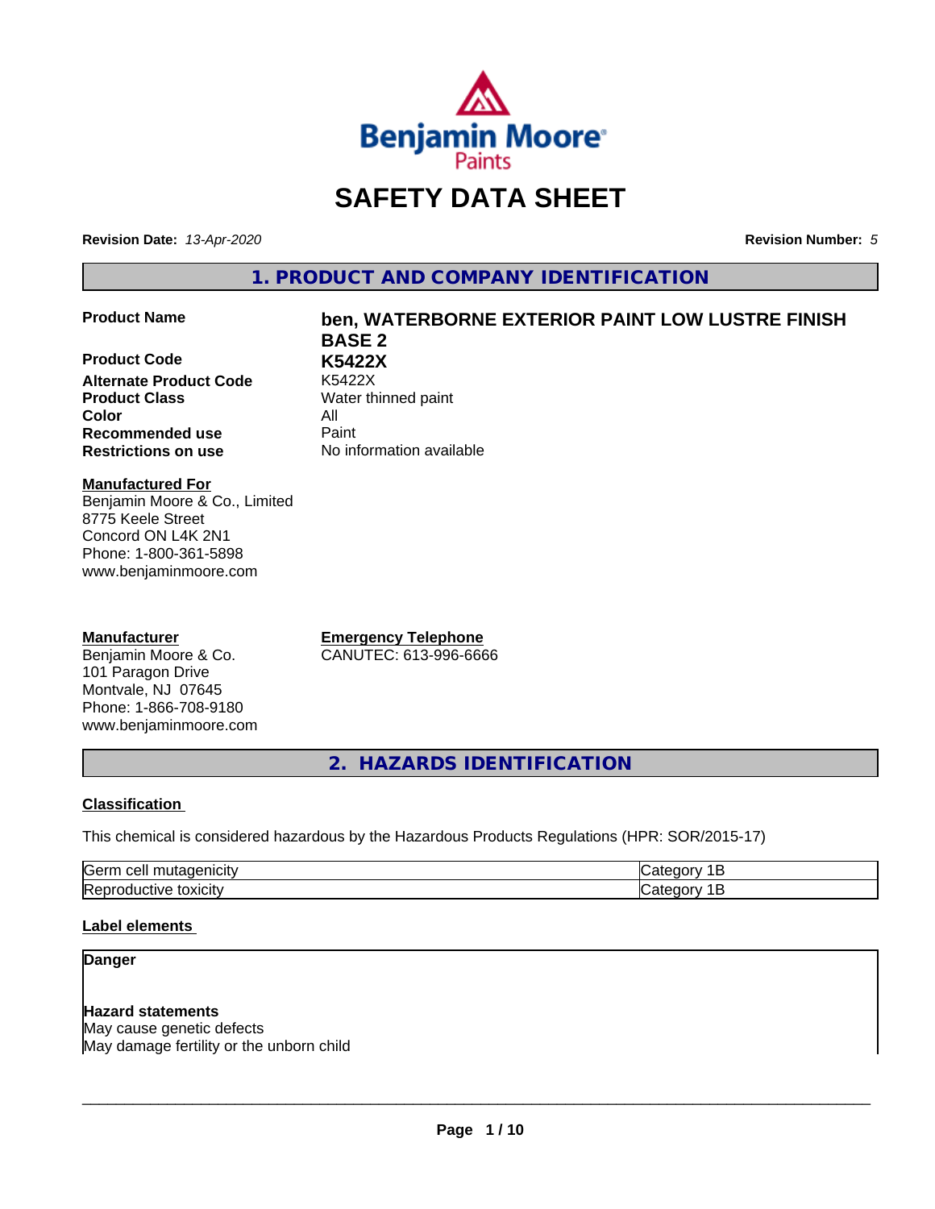# SAFETY DATA SHEET

**Revision Date:** *13-Apr-2020* **Revision Number:** *5*

## 1. PRODUCT AND COMPANY IDENTIFICATION

| | |
|---|---|
| **Product Name** | **ben, WATERBORNE EXTERIOR PAINT LOW LUSTRE FINISH BASE 2** |
| **Product Code** | **K5422X** |
| **Alternate Product Code** | K5422X |
| **Product Class** | Water thinned paint |
| **Color** | All |
| **Recommended use** | Paint |
| **Restrictions on use** | No information available |

**Manufactured For**
Benjamin Moore & Co., Limited
8775 Keele Street
Concord ON L4K 2N1
Phone: 1-800-361-5898
www.benjaminmoore.com

**Manufacturer**
Benjamin Moore & Co.
101 Paragon Drive
Montvale, NJ 07645
Phone: 1-866-708-9180
www.benjaminmoore.com

**Emergency Telephone**
CANUTEC: 613-996-6666

## 2. HAZARDS IDENTIFICATION

**Classification**

This chemical is considered hazardous by the Hazardous Products Regulations (HPR: SOR/2015-17)

| | |
|---|---|
| Germ cell mutagenicity | Category 1B |
| Reproductive toxicity | Category 1B |

**Label elements**

**Danger**

**Hazard statements**
May cause genetic defects
May damage fertility or the unborn child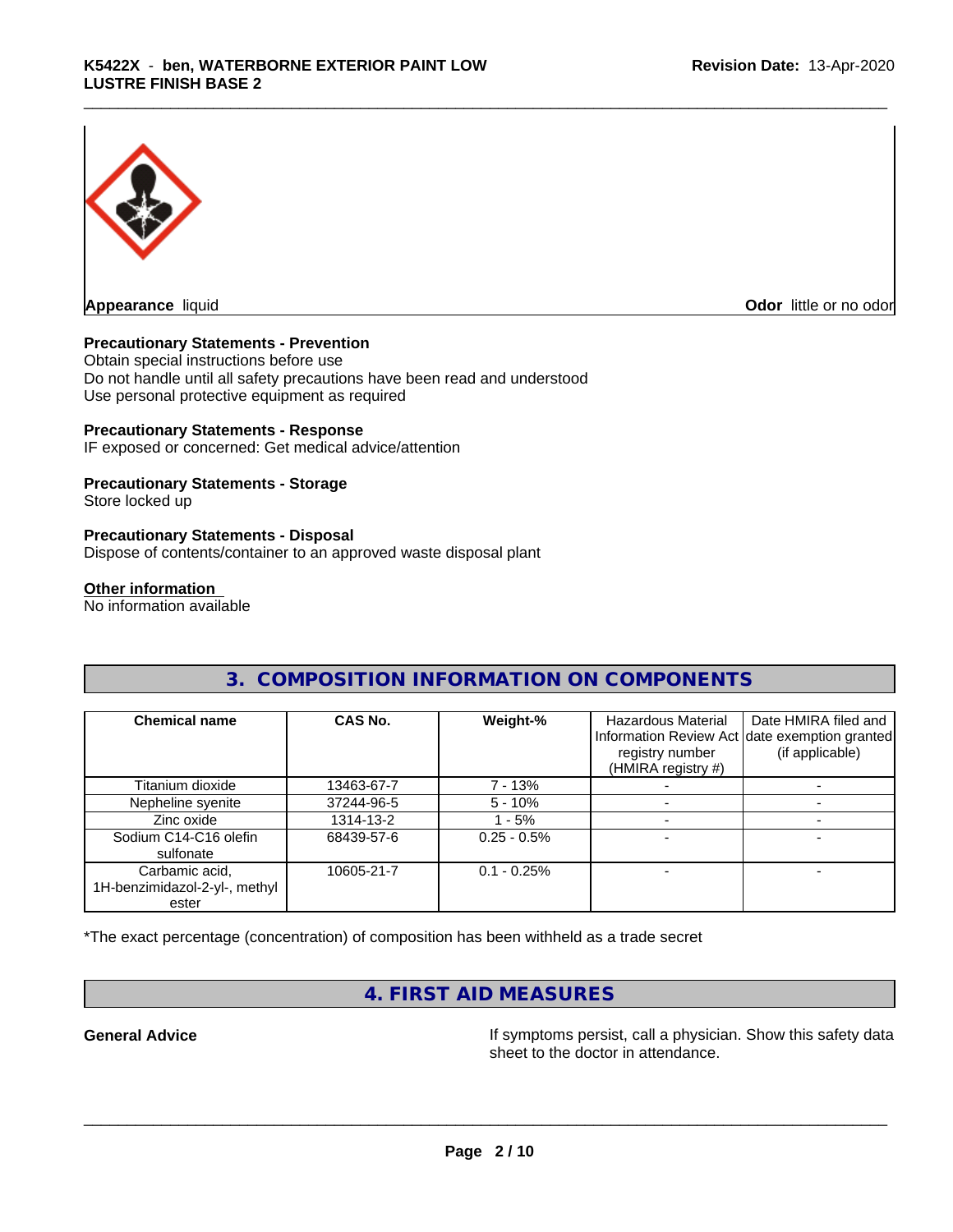**Appearance** liquid

**Odor** little or no odor

**Precautionary Statements - Prevention**
Obtain special instructions before use
Do not handle until all safety precautions have been read and understood
Use personal protective equipment as required

**Precautionary Statements - Response**
IF exposed or concerned: Get medical advice/attention

**Precautionary Statements - Storage**
Store locked up

**Precautionary Statements - Disposal**
Dispose of contents/container to an approved waste disposal plant

**Other information**
No information available

## 3. COMPOSITION INFORMATION ON COMPONENTS

| Chemical name | CAS No. | Weight-% | Hazardous Material Information Review Act registry number (HMIRA registry #) | Date HMIRA filed and date exemption granted (if applicable) |
|---|---|---|---|---|
| Titanium dioxide | 13463-67-7 | 7 - 13% | - | - |
| Nepheline syenite | 37244-96-5 | 5 - 10% | - | - |
| Zinc oxide | 1314-13-2 | 1 - 5% | - | - |
| Sodium C14-C16 olefin sulfonate | 68439-57-6 | 0.25 - 0.5% | - | - |
| Carbamic acid, 1H-benzimidazol-2-yl-, methyl ester | 10605-21-7 | 0.1 - 0.25% | - | - |

*The exact percentage (concentration) of composition has been withheld as a trade secret

## 4. FIRST AID MEASURES

**General Advice** If symptoms persist, call a physician. Show this safety data sheet to the doctor in attendance.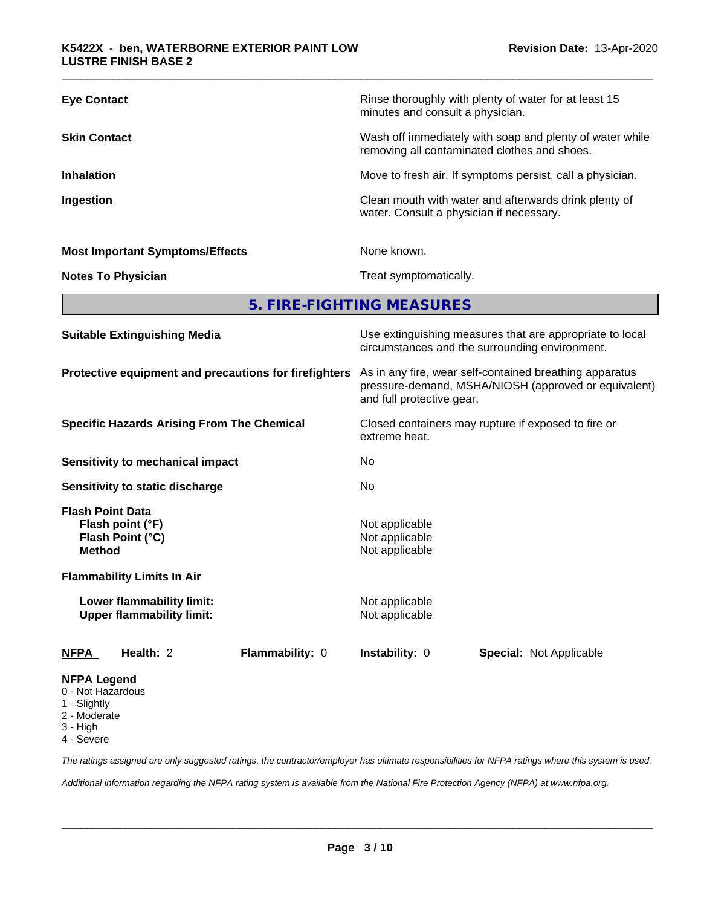| | |
|---|---|
| **Eye Contact** | Rinse thoroughly with plenty of water for at least 15 minutes and consult a physician. |
| **Skin Contact** | Wash off immediately with soap and plenty of water while removing all contaminated clothes and shoes. |
| **Inhalation** | Move to fresh air. If symptoms persist, call a physician. |
| **Ingestion** | Clean mouth with water and afterwards drink plenty of water. Consult a physician if necessary. |
| **Most Important Symptoms/Effects** | None known. |
| **Notes To Physician** | Treat symptomatically. |

## 5. FIRE-FIGHTING MEASURES

| | |
|---|---|
| **Suitable Extinguishing Media** | Use extinguishing measures that are appropriate to local circumstances and the surrounding environment. |
| **Protective equipment and precautions for firefighters** | As in any fire, wear self-contained breathing apparatus pressure-demand, MSHA/NIOSH (approved or equivalent) and full protective gear. |
| **Specific Hazards Arising From The Chemical** | Closed containers may rupture if exposed to fire or extreme heat. |
| **Sensitivity to mechanical impact** | No |
| **Sensitivity to static discharge** | No |

**Flash Point Data**

| | |
|---|---|
| **Flash point (°F)** | Not applicable |
| **Flash Point (°C)** | Not applicable |
| **Method** | Not applicable |

**Flammability Limits In Air**

| | |
|---|---|
| **Lower flammability limit:** | Not applicable |
| **Upper flammability limit:** | Not applicable |

| **NFPA** | **Health:** 2 | **Flammability:** 0 | **Instability:** 0 | **Special:** Not Applicable |
|---|---|---|---|---|

**NFPA Legend**
- 0 - Not Hazardous
- 1 - Slightly
- 2 - Moderate
- 3 - High
- 4 - Severe

*The ratings assigned are only suggested ratings, the contractor/employer has ultimate responsibilities for NFPA ratings where this system is used.*

*Additional information regarding the NFPA rating system is available from the National Fire Protection Agency (NFPA) at www.nfpa.org.*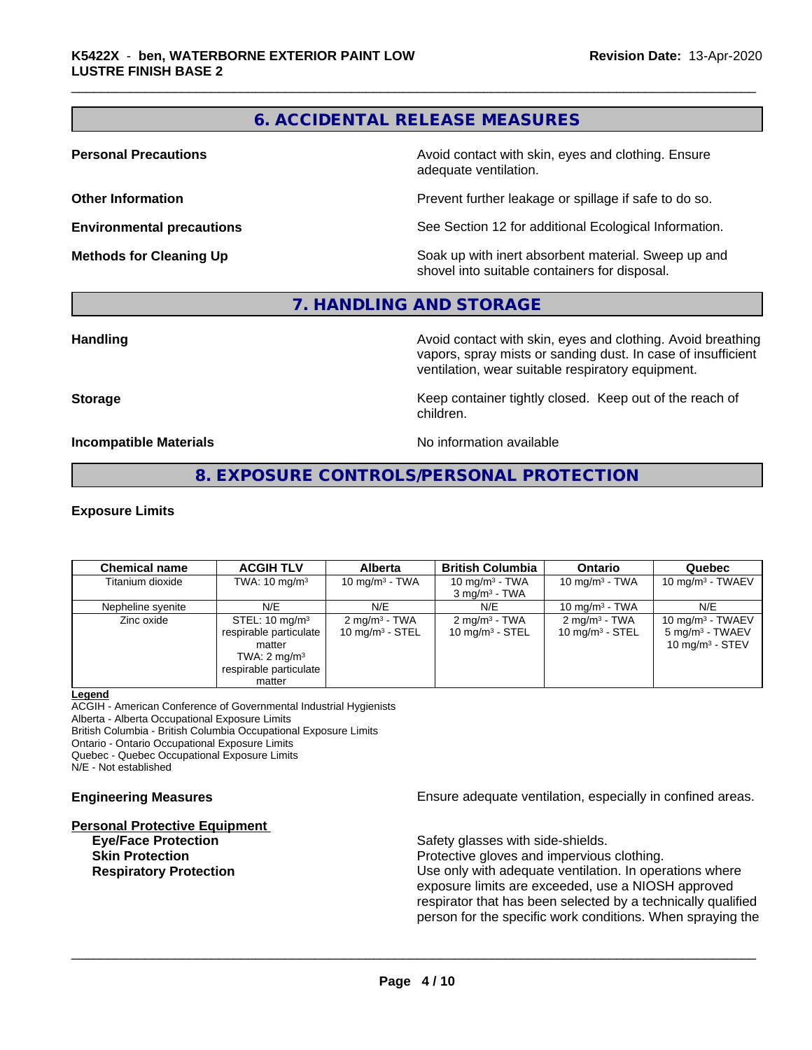## 6. ACCIDENTAL RELEASE MEASURES

**Personal Precautions** Avoid contact with skin, eyes and clothing. Ensure adequate ventilation.

**Other Information** Prevent further leakage or spillage if safe to do so.

**Environmental precautions** See Section 12 for additional Ecological Information.

**Methods for Cleaning Up** Soak up with inert absorbent material. Sweep up and shovel into suitable containers for disposal.

## 7. HANDLING AND STORAGE

**Handling** Avoid contact with skin, eyes and clothing. Avoid breathing vapors, spray mists or sanding dust. In case of insufficient ventilation, wear suitable respiratory equipment.

**Storage** Keep container tightly closed. Keep out of the reach of children.

**Incompatible Materials** No information available

## 8. EXPOSURE CONTROLS/PERSONAL PROTECTION

### Exposure Limits

| Chemical name | ACGIH TLV | Alberta | British Columbia | Ontario | Quebec |
|---|---|---|---|---|---|
| Titanium dioxide | TWA: 10 mg/m³ | 10 mg/m³ - TWA | 10 mg/m³ - TWA<br>3 mg/m³ - TWA | 10 mg/m³ - TWA | 10 mg/m³ - TWAEV |
| Nepheline syenite | N/E | N/E | N/E | 10 mg/m³ - TWA | N/E |
| Zinc oxide | STEL: 10 mg/m³ respirable particulate matter<br>TWA: 2 mg/m³ respirable particulate matter | 2 mg/m³ - TWA<br>10 mg/m³ - STEL | 2 mg/m³ - TWA<br>10 mg/m³ - STEL | 2 mg/m³ - TWA<br>10 mg/m³ - STEL | 10 mg/m³ - TWAEV<br>5 mg/m³ - TWAEV<br>10 mg/m³ - STEV |

**Legend**
ACGIH - American Conference of Governmental Industrial Hygienists
Alberta - Alberta Occupational Exposure Limits
British Columbia - British Columbia Occupational Exposure Limits
Ontario - Ontario Occupational Exposure Limits
Quebec - Quebec Occupational Exposure Limits
N/E - Not established

**Engineering Measures** Ensure adequate ventilation, especially in confined areas.

**Personal Protective Equipment**

**Eye/Face Protection** Safety glasses with side-shields.

**Skin Protection** Protective gloves and impervious clothing.

**Respiratory Protection** Use only with adequate ventilation. In operations where exposure limits are exceeded, use a NIOSH approved respirator that has been selected by a technically qualified person for the specific work conditions. When spraying the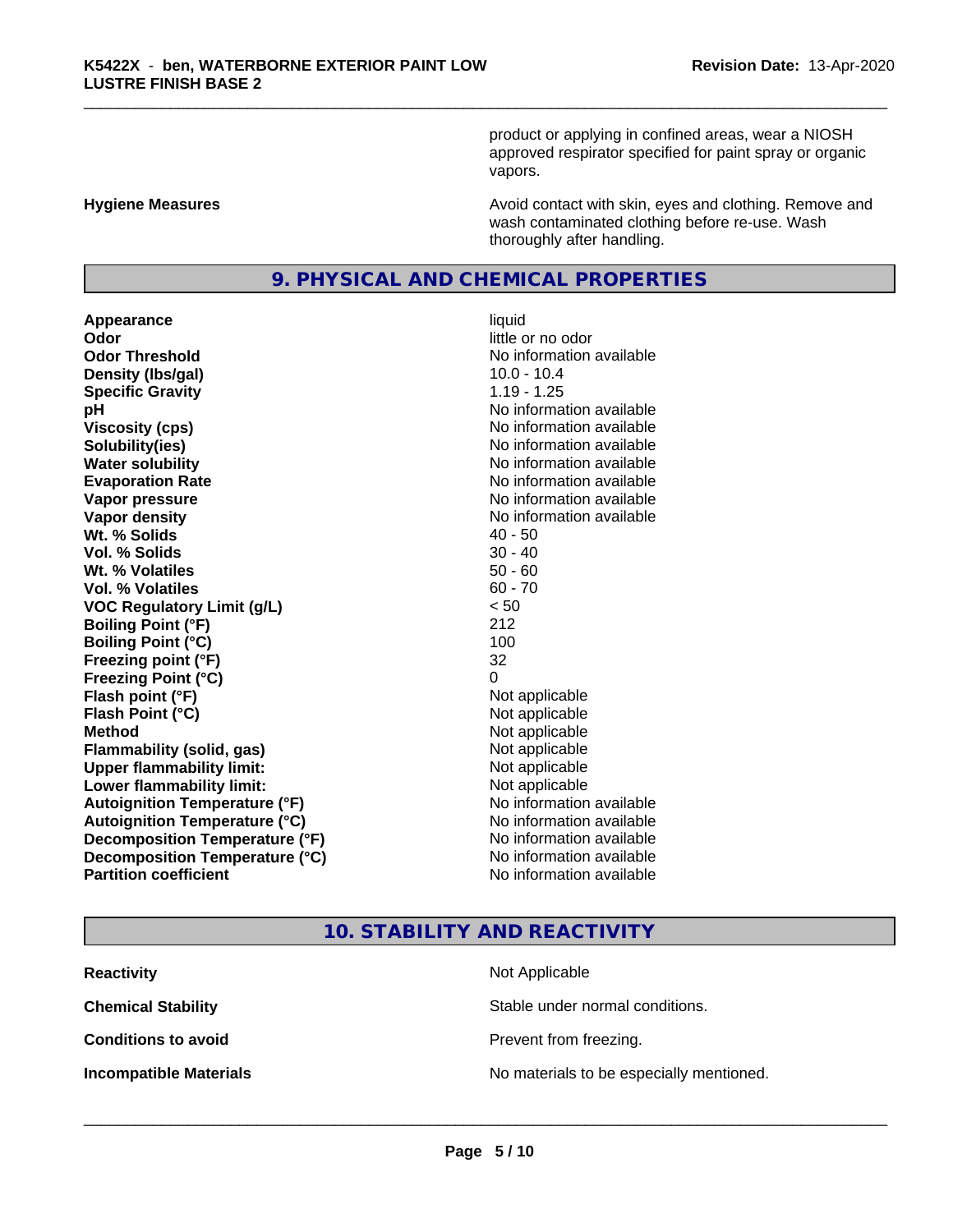product or applying in confined areas, wear a NIOSH approved respirator specified for paint spray or organic vapors.

| | |
|---|---|
| **Hygiene Measures** | Avoid contact with skin, eyes and clothing. Remove and wash contaminated clothing before re-use. Wash thoroughly after handling. |

## 9. PHYSICAL AND CHEMICAL PROPERTIES

| | |
|---|---|
| **Appearance** | liquid |
| **Odor** | little or no odor |
| **Odor Threshold** | No information available |
| **Density (lbs/gal)** | 10.0 - 10.4 |
| **Specific Gravity** | 1.19 - 1.25 |
| **pH** | No information available |
| **Viscosity (cps)** | No information available |
| **Solubility(ies)** | No information available |
| **Water solubility** | No information available |
| **Evaporation Rate** | No information available |
| **Vapor pressure** | No information available |
| **Vapor density** | No information available |
| **Wt. % Solids** | 40 - 50 |
| **Vol. % Solids** | 30 - 40 |
| **Wt. % Volatiles** | 50 - 60 |
| **Vol. % Volatiles** | 60 - 70 |
| **VOC Regulatory Limit (g/L)** | < 50 |
| **Boiling Point (°F)** | 212 |
| **Boiling Point (°C)** | 100 |
| **Freezing point (°F)** | 32 |
| **Freezing Point (°C)** | 0 |
| **Flash point (°F)** | Not applicable |
| **Flash Point (°C)** | Not applicable |
| **Method** | Not applicable |
| **Flammability (solid, gas)** | Not applicable |
| **Upper flammability limit:** | Not applicable |
| **Lower flammability limit:** | Not applicable |
| **Autoignition Temperature (°F)** | No information available |
| **Autoignition Temperature (°C)** | No information available |
| **Decomposition Temperature (°F)** | No information available |
| **Decomposition Temperature (°C)** | No information available |
| **Partition coefficient** | No information available |

## 10. STABILITY AND REACTIVITY

| | |
|---|---|
| **Reactivity** | Not Applicable |
| **Chemical Stability** | Stable under normal conditions. |
| **Conditions to avoid** | Prevent from freezing. |
| **Incompatible Materials** | No materials to be especially mentioned. |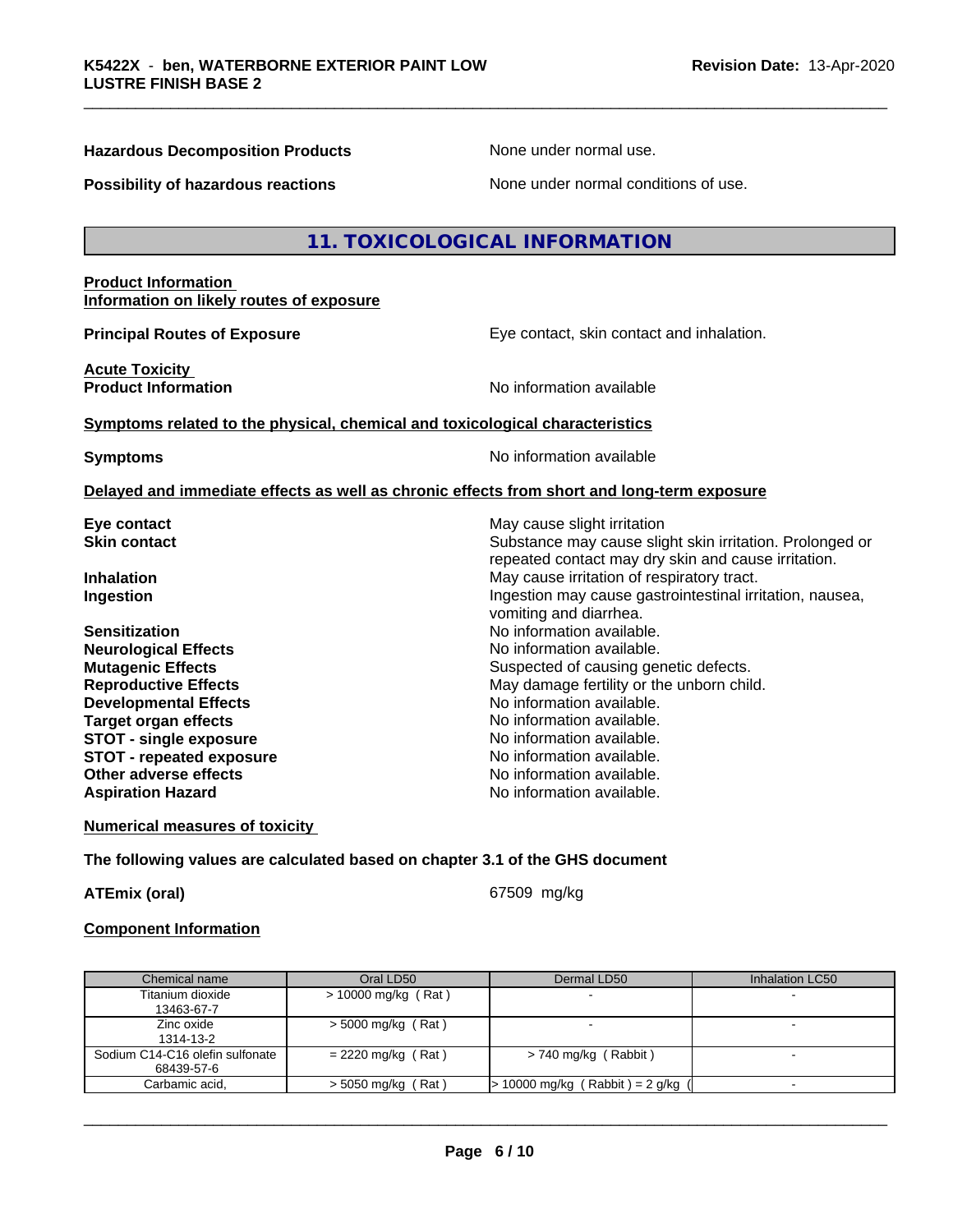**Hazardous Decomposition Products** None under normal use.

**Possibility of hazardous reactions** None under normal conditions of use.

## 11. TOXICOLOGICAL INFORMATION

**Product Information**
**Information on likely routes of exposure**

**Principal Routes of Exposure** Eye contact, skin contact and inhalation.

**Acute Toxicity**
**Product Information** No information available

**Symptoms related to the physical, chemical and toxicological characteristics**

**Symptoms** No information available

**Delayed and immediate effects as well as chronic effects from short and long-term exposure**

**Eye contact** May cause slight irritation
**Skin contact** Substance may cause slight skin irritation. Prolonged or repeated contact may dry skin and cause irritation.
**Inhalation** May cause irritation of respiratory tract.
**Ingestion** Ingestion may cause gastrointestinal irritation, nausea, vomiting and diarrhea.
**Sensitization** No information available.
**Neurological Effects** No information available.
**Mutagenic Effects** Suspected of causing genetic defects.
**Reproductive Effects** May damage fertility or the unborn child.
**Developmental Effects** No information available.
**Target organ effects** No information available.
**STOT - single exposure** No information available.
**STOT - repeated exposure** No information available.
**Other adverse effects** No information available.
**Aspiration Hazard** No information available.

**Numerical measures of toxicity**

**The following values are calculated based on chapter 3.1 of the GHS document**

**ATEmix (oral)** 67509 mg/kg

**Component Information**

| Chemical name | Oral LD50 | Dermal LD50 | Inhalation LC50 |
|---|---|---|---|
| Titanium dioxide 13463-67-7 | > 10000 mg/kg ( Rat ) | - | - |
| Zinc oxide 1314-13-2 | > 5000 mg/kg ( Rat ) | - | - |
| Sodium C14-C16 olefin sulfonate 68439-57-6 | = 2220 mg/kg ( Rat ) | > 740 mg/kg ( Rabbit ) | - |
| Carbamic acid, | > 5050 mg/kg ( Rat ) | > 10000 mg/kg ( Rabbit ) = 2 g/kg ( | - |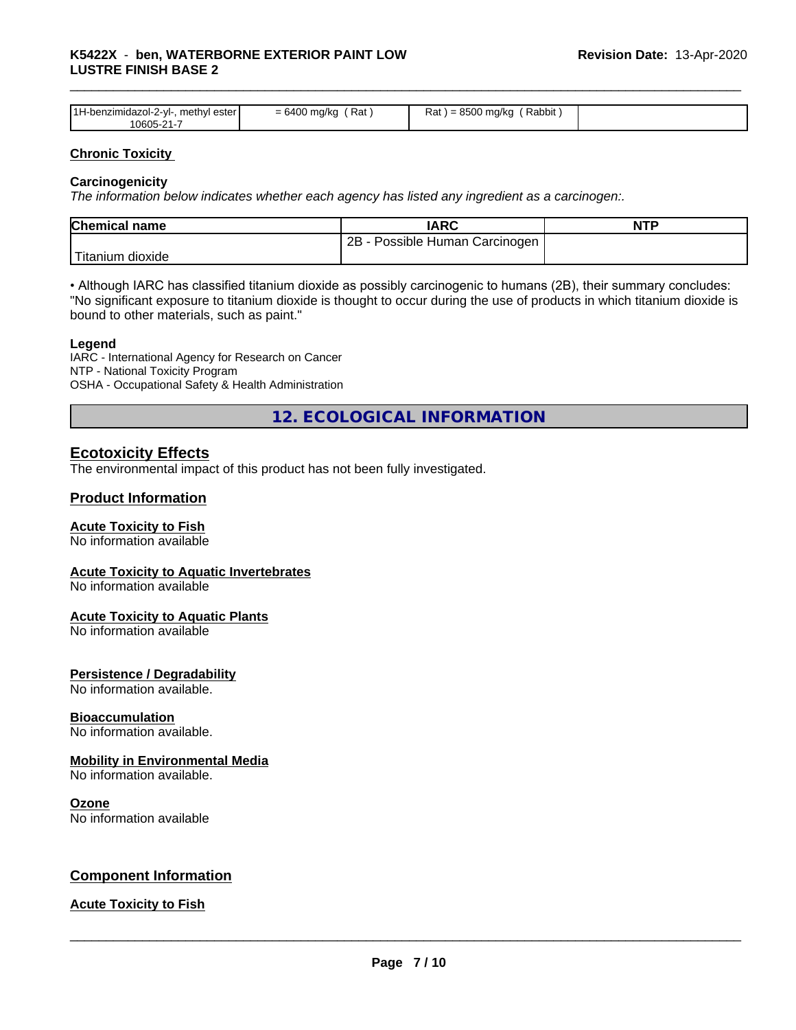| 1H-benzimidazol-2-yl-, methyl ester 10605-21-7 | = 6400 mg/kg ( Rat ) | Rat ) = 8500 mg/kg ( Rabbit ) | |
|---|---|---|---|

## Chronic Toxicity

### Carcinogenicity

*The information below indicates whether each agency has listed any ingredient as a carcinogen:.*

| Chemical name | IARC | NTP |
|---|---|---|
| Titanium dioxide | 2B - Possible Human Carcinogen | |

• Although IARC has classified titanium dioxide as possibly carcinogenic to humans (2B), their summary concludes: "No significant exposure to titanium dioxide is thought to occur during the use of products in which titanium dioxide is bound to other materials, such as paint."

### Legend

IARC - International Agency for Research on Cancer
NTP - National Toxicity Program
OSHA - Occupational Safety & Health Administration

# 12. ECOLOGICAL INFORMATION

## Ecotoxicity Effects

The environmental impact of this product has not been fully investigated.

## Product Information

### Acute Toxicity to Fish

No information available

### Acute Toxicity to Aquatic Invertebrates

No information available

### Acute Toxicity to Aquatic Plants

No information available

### Persistence / Degradability

No information available.

### Bioaccumulation

No information available.

### Mobility in Environmental Media

No information available.

### Ozone

No information available

## Component Information

### Acute Toxicity to Fish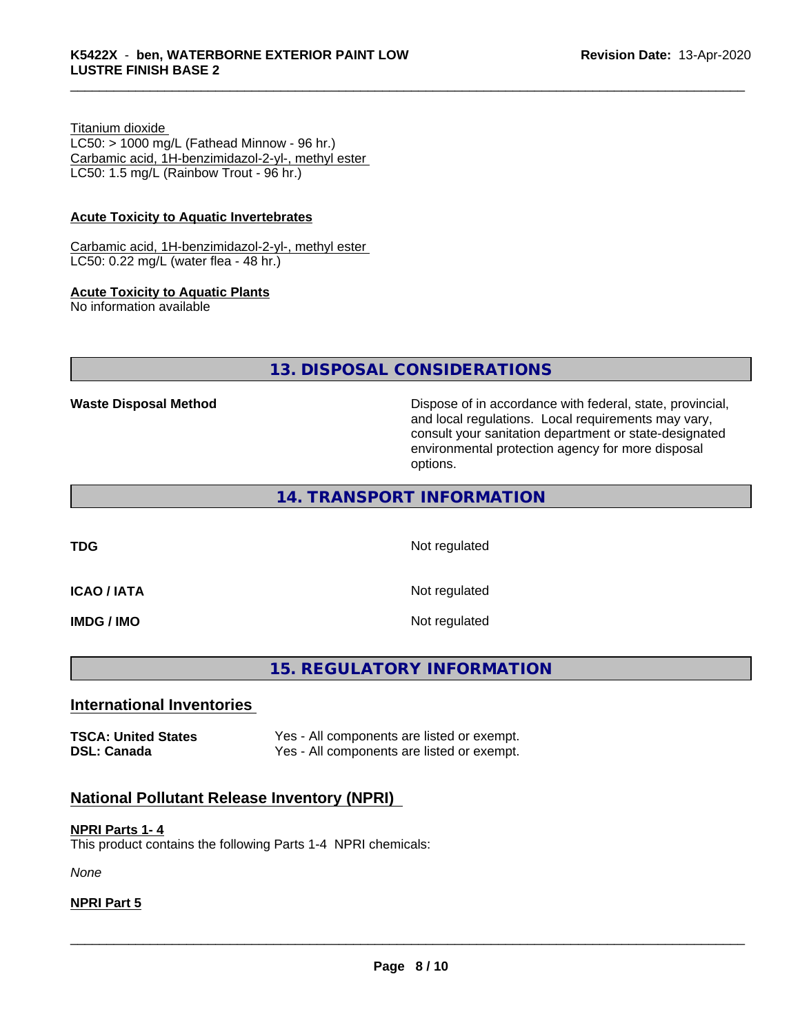Titanium dioxide
LC50: > 1000 mg/L (Fathead Minnow - 96 hr.)
Carbamic acid, 1H-benzimidazol-2-yl-, methyl ester
LC50: 1.5 mg/L (Rainbow Trout - 96 hr.)

**Acute Toxicity to Aquatic Invertebrates**

Carbamic acid, 1H-benzimidazol-2-yl-, methyl ester
LC50: 0.22 mg/L (water flea - 48 hr.)

**Acute Toxicity to Aquatic Plants**
No information available

## 13. DISPOSAL CONSIDERATIONS

| | |
|---|---|
| **Waste Disposal Method** | Dispose of in accordance with federal, state, provincial, and local regulations. Local requirements may vary, consult your sanitation department or state-designated environmental protection agency for more disposal options. |

## 14. TRANSPORT INFORMATION

| | |
|---|---|
| **TDG** | Not regulated |
| **ICAO / IATA** | Not regulated |
| **IMDG / IMO** | Not regulated |

## 15. REGULATORY INFORMATION

### International Inventories

| | |
|---|---|
| **TSCA: United States** | Yes - All components are listed or exempt. |
| **DSL: Canada** | Yes - All components are listed or exempt. |

### National Pollutant Release Inventory (NPRI)

**NPRI Parts 1- 4**
This product contains the following Parts 1-4 NPRI chemicals:

*None*

**NPRI Part 5**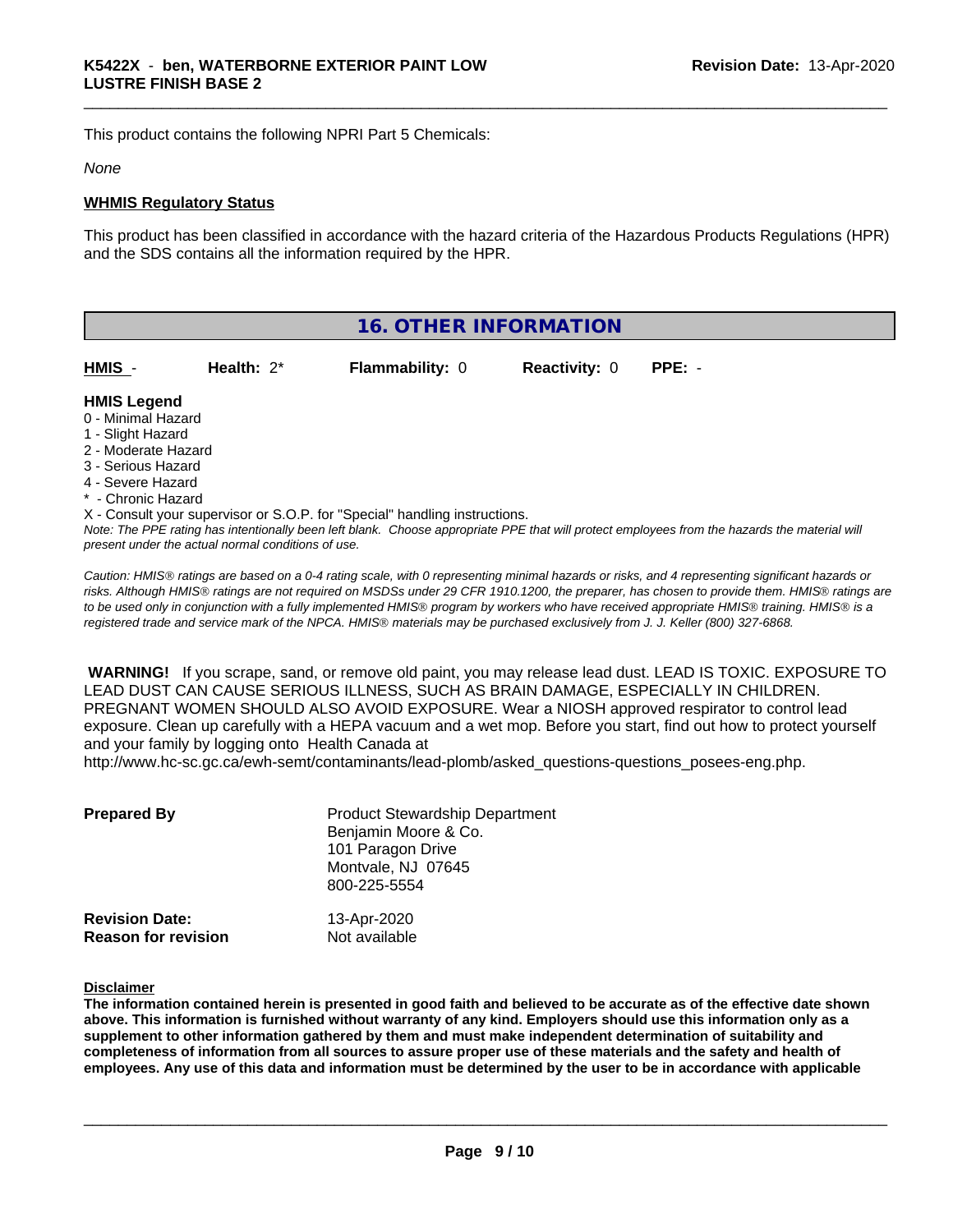This product contains the following NPRI Part 5 Chemicals:

*None*

**WHMIS Regulatory Status**

This product has been classified in accordance with the hazard criteria of the Hazardous Products Regulations (HPR) and the SDS contains all the information required by the HPR.

## 16. OTHER INFORMATION

| **HMIS** - | **Health:** 2* | **Flammability:** 0 | **Reactivity:** 0 | **PPE:** - |
|---|---|---|---|---|

**HMIS Legend**

0 - Minimal Hazard
1 - Slight Hazard
2 - Moderate Hazard
3 - Serious Hazard
4 - Severe Hazard
* - Chronic Hazard
X - Consult your supervisor or S.O.P. for "Special" handling instructions.

*Note: The PPE rating has intentionally been left blank. Choose appropriate PPE that will protect employees from the hazards the material will present under the actual normal conditions of use.*

*Caution: HMIS® ratings are based on a 0-4 rating scale, with 0 representing minimal hazards or risks, and 4 representing significant hazards or risks. Although HMIS® ratings are not required on MSDSs under 29 CFR 1910.1200, the preparer, has chosen to provide them. HMIS® ratings are to be used only in conjunction with a fully implemented HMIS® program by workers who have received appropriate HMIS® training. HMIS® is a registered trade and service mark of the NPCA. HMIS® materials may be purchased exclusively from J. J. Keller (800) 327-6868.*

**WARNING!** If you scrape, sand, or remove old paint, you may release lead dust. LEAD IS TOXIC. EXPOSURE TO LEAD DUST CAN CAUSE SERIOUS ILLNESS, SUCH AS BRAIN DAMAGE, ESPECIALLY IN CHILDREN. PREGNANT WOMEN SHOULD ALSO AVOID EXPOSURE. Wear a NIOSH approved respirator to control lead exposure. Clean up carefully with a HEPA vacuum and a wet mop. Before you start, find out how to protect yourself and your family by logging onto Health Canada at http://www.hc-sc.gc.ca/ewh-semt/contaminants/lead-plomb/asked_questions-questions_posees-eng.php.

| | |
|---|---|
| **Prepared By** | Product Stewardship Department<br>Benjamin Moore & Co.<br>101 Paragon Drive<br>Montvale, NJ 07645<br>800-225-5554 |
| **Revision Date:** | 13-Apr-2020 |
| **Reason for revision** | Not available |

**Disclaimer**

**The information contained herein is presented in good faith and believed to be accurate as of the effective date shown above. This information is furnished without warranty of any kind. Employers should use this information only as a supplement to other information gathered by them and must make independent determination of suitability and completeness of information from all sources to assure proper use of these materials and the safety and health of employees. Any use of this data and information must be determined by the user to be in accordance with applicable**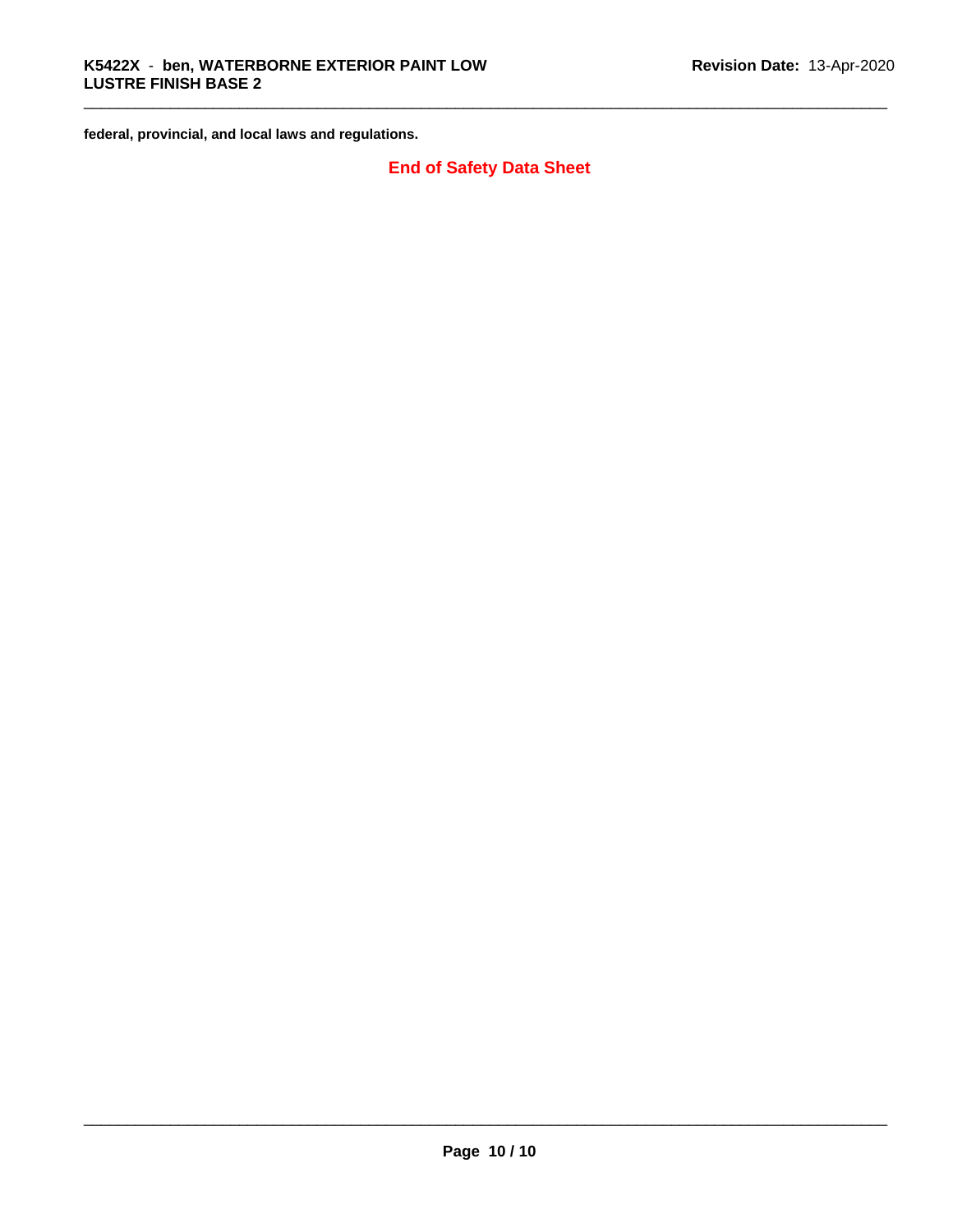**federal, provincial, and local laws and regulations.**

**End of Safety Data Sheet**